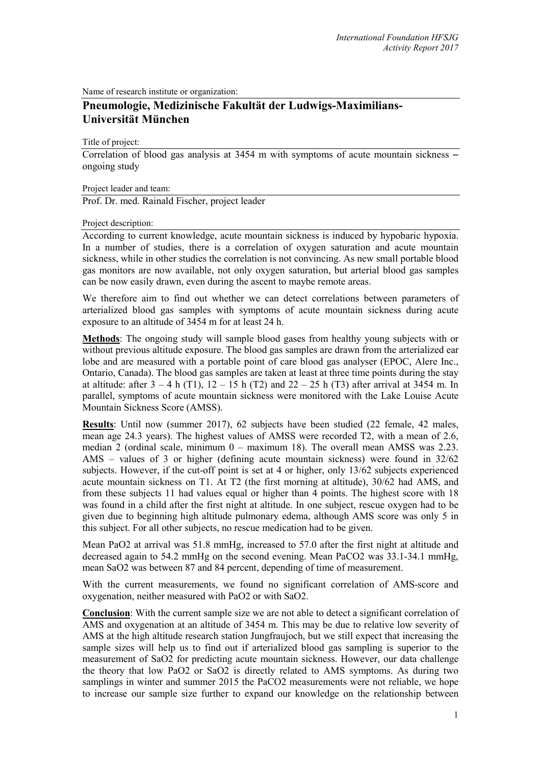Name of research institute or organization:

## Pneumologie, Medizinische Fakultät der Ludwigs-Maximilians-Universität München

Title of project:

Correlation of blood gas analysis at 3454 m with symptoms of acute mountain sickness – ongoing study

Project leader and team:

Prof. Dr. med. Rainald Fischer, project leader

Project description:

According to current knowledge, acute mountain sickness is induced by hypobaric hypoxia. In a number of studies, there is a correlation of oxygen saturation and acute mountain sickness, while in other studies the correlation is not convincing. As new small portable blood gas monitors are now available, not only oxygen saturation, but arterial blood gas samples can be now easily drawn, even during the ascent to maybe remote areas.

We therefore aim to find out whether we can detect correlations between parameters of arterialized blood gas samples with symptoms of acute mountain sickness during acute exposure to an altitude of 3454 m for at least 24 h.

**Methods**: The ongoing study will sample blood gases from healthy young subjects with or without previous altitude exposure. The blood gas samples are drawn from the arterialized ear lobe and are measured with a portable point of care blood gas analyser (EPOC, Alere Inc., Ontario, Canada). The blood gas samples are taken at least at three time points during the stay at altitude: after 3 – 4 h (T1), 12 – 15 h (T2) and 22 – 25 h (T3) after arrival at 3454 m. In parallel, symptoms of acute mountain sickness were monitored with the Lake Louise Acute Mountain Sickness Score (AMSS).

**Results**: Until now (summer 2017), 62 subjects have been studied (22 female, 42 males, mean age 24.3 years). The highest values of AMSS were recorded T2, with a mean of 2.6, median 2 (ordinal scale, minimum 0 – maximum 18). The overall mean AMSS was 2.23. AMS – values of 3 or higher (defining acute mountain sickness) were found in 32/62 subjects. However, if the cut-off point is set at 4 or higher, only 13/62 subjects experienced acute mountain sickness on T1. At T2 (the first morning at altitude), 30/62 had AMS, and from these subjects 11 had values equal or higher than 4 points. The highest score with 18 was found in a child after the first night at altitude. In one subject, rescue oxygen had to be given due to beginning high altitude pulmonary edema, although AMS score was only 5 in this subject. For all other subjects, no rescue medication had to be given.

Mean $PaO_2$ at arrival was 51.8 mmHg, increased to 57.0 after the first night at altitude and decreased again to 54.2 mmHg on the second evening. Mean $PaCO_2$ was 33.1-34.1 mmHg, mean $SaO_2$ was between 87 and 84 percent, depending of time of measurement.

With the current measurements, we found no significant correlation of AMS-score and oxygenation, neither measured with $PaO_2$ or with $SaO_2$.

**Conclusion**: With the current sample size we are not able to detect a significant correlation of AMS and oxygenation at an altitude of 3454 m. This may be due to relative low severity of AMS at the high altitude research station Jungfraujoch, but we still expect that increasing the sample sizes will help us to find out if arterialized blood gas sampling is superior to the measurement of $SaO_2$ for predicting acute mountain sickness. However, our data challenge the theory that low $PaO_2$ or $SaO_2$ is directly related to AMS symptoms. As during two samplings in winter and summer 2015 the $PaCO_2$ measurements were not reliable, we hope to increase our sample size further to expand our knowledge on the relationship between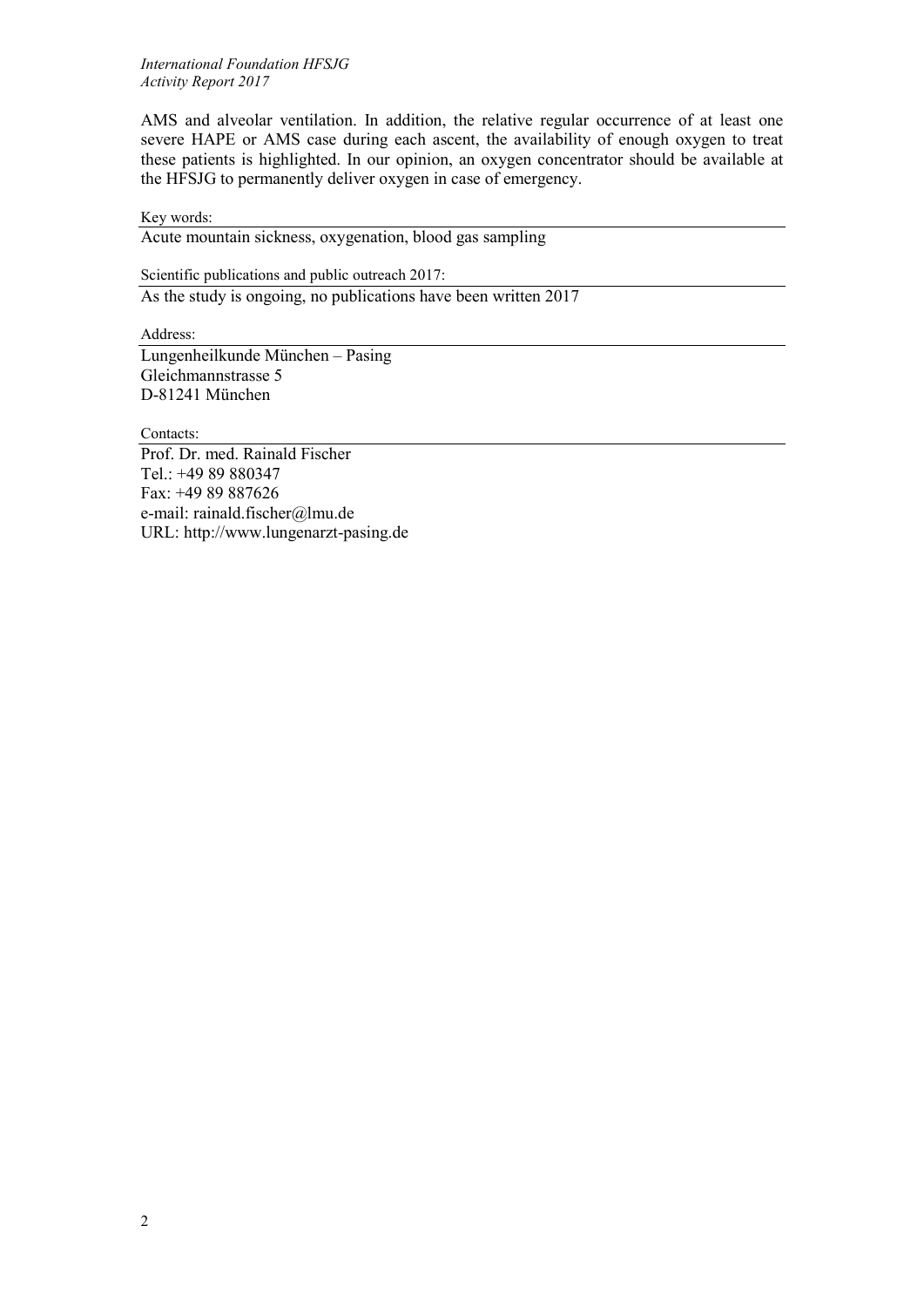AMS and alveolar ventilation. In addition, the relative regular occurrence of at least one severe HAPE or AMS case during each ascent, the availability of enough oxygen to treat these patients is highlighted. In our opinion, an oxygen concentrator should be available at the HFSJG to permanently deliver oxygen in case of emergency.

Key words:

Acute mountain sickness, oxygenation, blood gas sampling

Scientific publications and public outreach 2017:

As the study is ongoing, no publications have been written 2017

Address:

Lungenheilkunde München – Pasing
Gleichmannstrasse 5
D-81241 München

Contacts:

Prof. Dr. med. Rainald Fischer
Tel.: +49 89 880347
Fax: +49 89 887626
e-mail: rainald.fischer@lmu.de
URL: http://www.lungenarzt-pasing.de